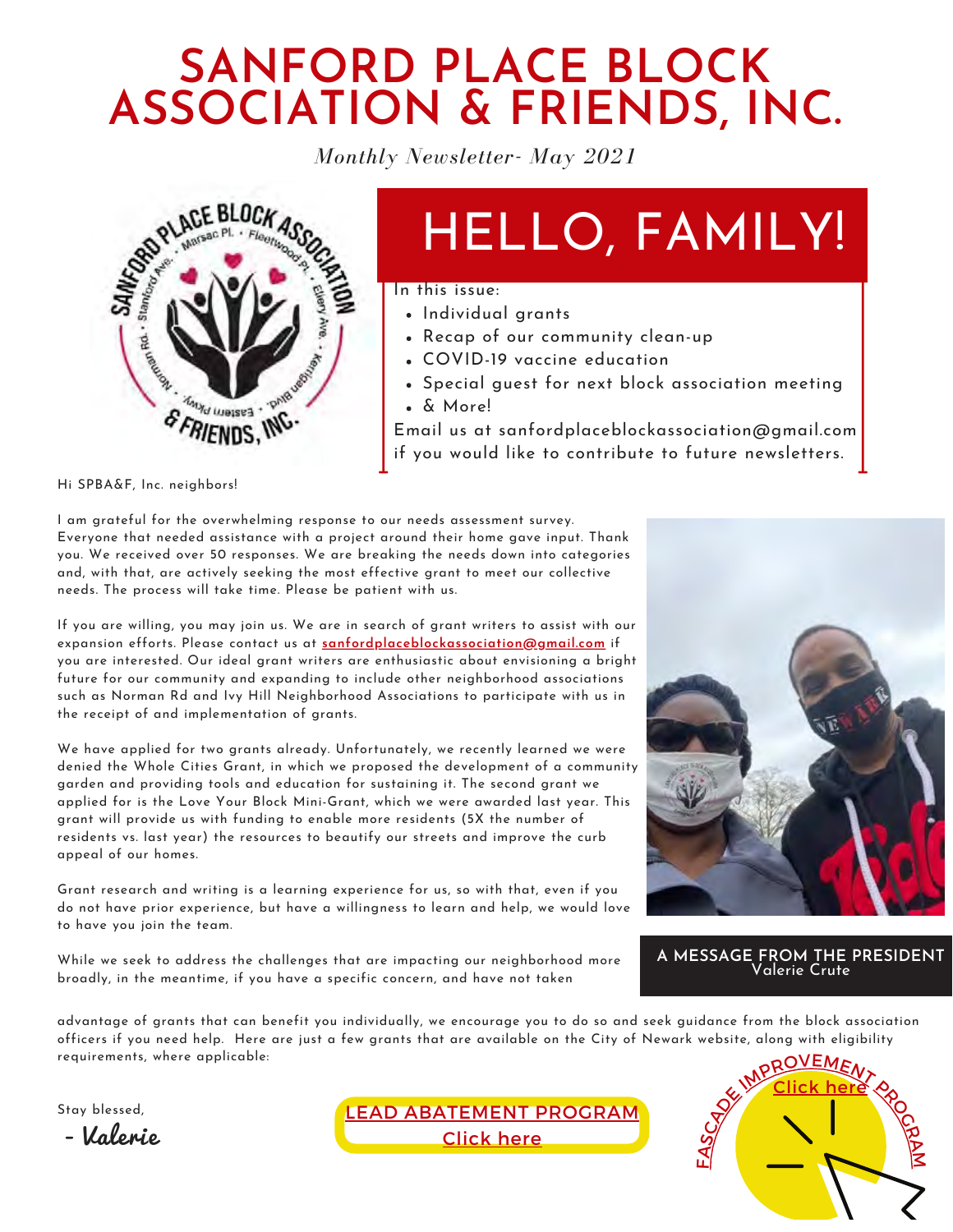# SANFORD PLACE BLOCK ASSOCIATION & FRIENDS, INC.

*Monthly Newsletter- May 2021*

## HELLO, FAMILY!

In this issue:

- Individual grants
- Recap of our community clean-up
- COVID-19 vaccine education
- Special guest for next block association meeting
- & More!

Email us at sanfordplaceblockassociation@gmail.com if you would like to contribute to future newsletters.

Hi SPBA&F, Inc. neighbors!

I am grateful for the overwhelming response to our needs assessment survey. Everyone that needed assistance with a project around their home gave input. Thank you. We received over 50 responses. We are breaking the needs down into categories and, with that, are actively seeking the most effective grant to meet our collective needs. The process will take time. Please be patient with us.

If you are willing, you may join us. We are in search of grant writers to assist with our expansion efforts. Please contact us at **sanfordplaceblockassociation@gmail.com** if you are interested. Our ideal grant writers are enthusiastic about envisioning a bright future for our community and expanding to include other neighborhood associations such as Norman Rd and Ivy Hill Neighborhood Associations to participate with us in the receipt of and implementation of grants.

We have applied for two grants already. Unfortunately, we recently learned we were denied the Whole Cities Grant, in which we proposed the development of a community garden and providing tools and education for sustaining it. The second grant we applied for is the Love Your Block Mini-Grant, which we were awarded last year. This grant will provide us with funding to enable more residents (5X the number of residents vs. last year) the resources to beautify our streets and improve the curb appeal of our homes.

Grant research and writing is a learning experience for us, so with that, even if you do not have prior experience, but have a willingness to learn and help, we would love to have you join the team.

While we seek to address the challenges that are impacting our neighborhood more broadly, in the meantime, if you have a specific concern, and have not taken advantage of grants that can benefit you individually, we encourage you to do so and seek guidance from the block association officers if you need help. Here are just a few grants that are available on the City of Newark website, along with eligibility requirements, where applicable:

**A MESSAGE FROM THE PRESIDENT**
Valerie Crute

Stay blessed,

- Valerie

**LEAD ABATEMENT PROGRAM**
Click here

**FASCADE IMPROVEMENT PROGRAM**
Click here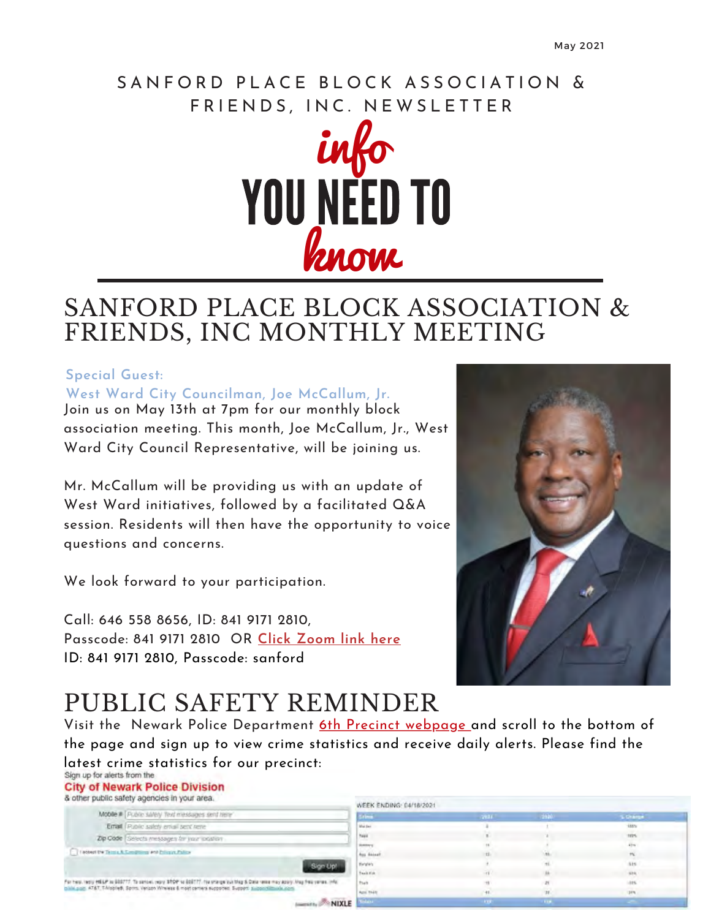May 2021

SANFORD PLACE BLOCK ASSOCIATION & FRIENDS, INC. NEWSLETTER

info YOU NEED TO know

# SANFORD PLACE BLOCK ASSOCIATION & FRIENDS, INC MONTHLY MEETING

Special Guest:
West Ward City Councilman, Joe McCallum, Jr.

Join us on May 13th at 7pm for our monthly block association meeting. This month, Joe McCallum, Jr., West Ward City Council Representative, will be joining us.

Mr. McCallum will be providing us with an update of West Ward initiatives, followed by a facilitated Q&A session. Residents will then have the opportunity to voice questions and concerns.

We look forward to your participation.

Call: 646 558 8656, ID: 841 9171 2810,
Passcode: 841 9171 2810 OR [Click Zoom link here]
ID: 841 9171 2810, Passcode: sanford

# PUBLIC SAFETY REMINDER

Visit the Newark Police Department [6th Precinct webpage] and scroll to the bottom of the page and sign up to view crime statistics and receive daily alerts. Please find the latest crime statistics for our precinct:

Sign up for alerts from the
City of Newark Police Division
& other public safety agencies in your area.

WEEK ENDING: 04/18/2021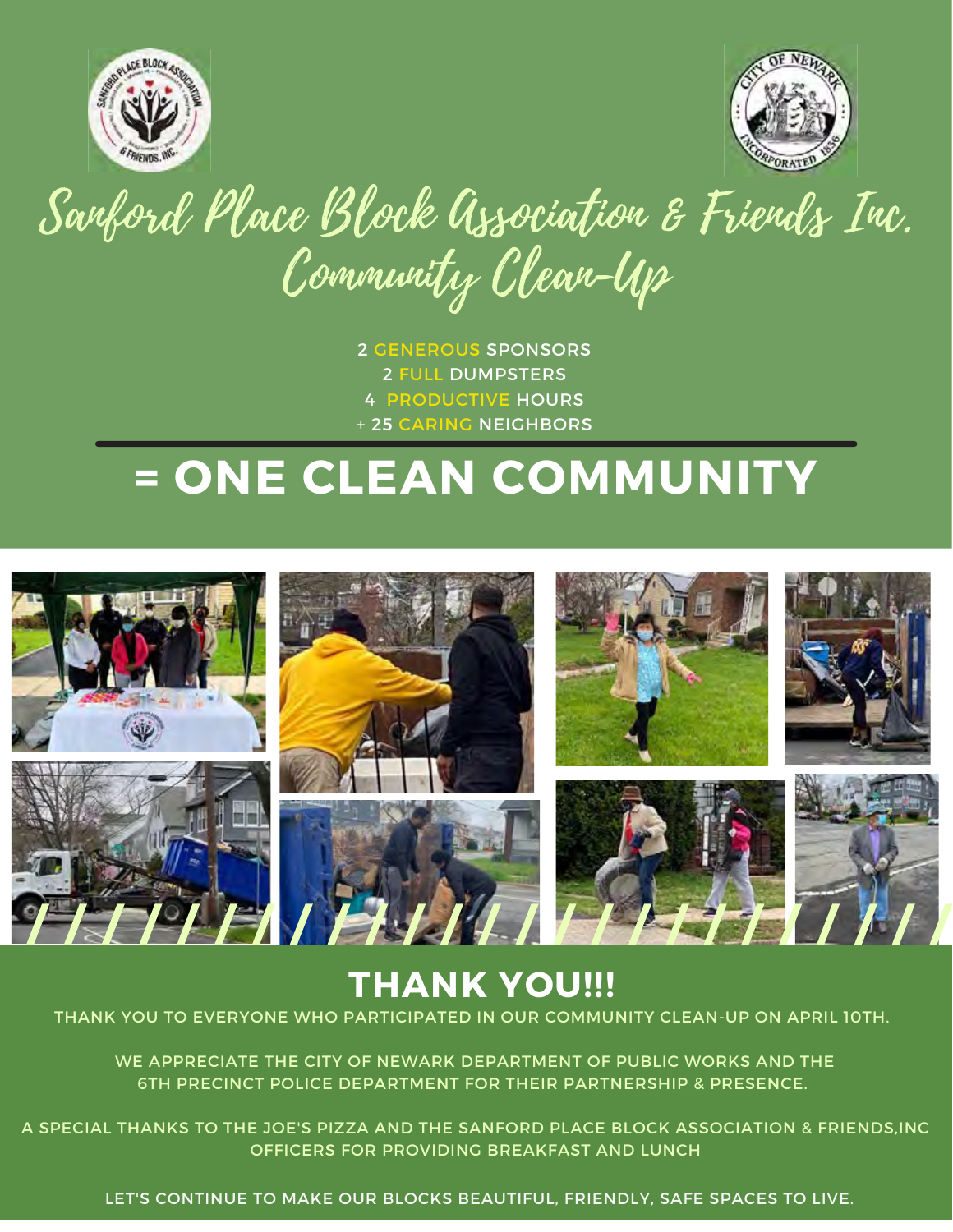# Sanford Place Block Association & Friends Inc. Community Clean-Up

2 GENEROUS SPONSORS
2 FULL DUMPSTERS
4 PRODUCTIVE HOURS
+ 25 CARING NEIGHBORS

## = ONE CLEAN COMMUNITY

## THANK YOU!!!

THANK YOU TO EVERYONE WHO PARTICIPATED IN OUR COMMUNITY CLEAN-UP ON APRIL 10TH.

WE APPRECIATE THE CITY OF NEWARK DEPARTMENT OF PUBLIC WORKS AND THE 6TH PRECINCT POLICE DEPARTMENT FOR THEIR PARTNERSHIP & PRESENCE.

A SPECIAL THANKS TO THE JOE'S PIZZA AND THE SANFORD PLACE BLOCK ASSOCIATION & FRIENDS,INC OFFICERS FOR PROVIDING BREAKFAST AND LUNCH

LET'S CONTINUE TO MAKE OUR BLOCKS BEAUTIFUL, FRIENDLY, SAFE SPACES TO LIVE.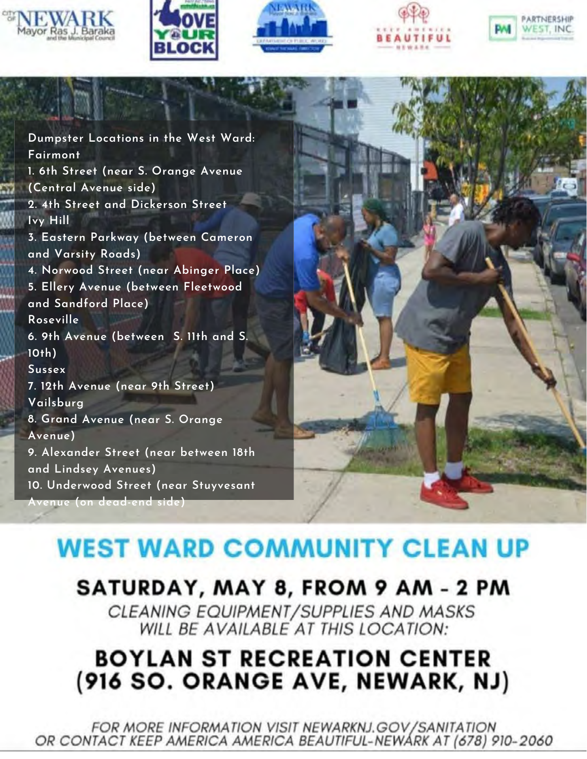CITY OF NEWARK Mayor Ras J. Baraka and the Municipal Council

LOVE YOUR BLOCK

NEWARK DEPARTMENT OF PUBLIC WORKS

KEEP AMERICA BEAUTIFUL NEWARK

PARTNERSHIP WEST, INC.

Dumpster Locations in the West Ward:

**Fairmont**

1. 6th Street (near S. Orange Avenue (Central Avenue side)
2. 4th Street and Dickerson Street

**Ivy Hill**

3. Eastern Parkway (between Cameron and Varsity Roads)
4. Norwood Street (near Abinger Place)
5. Ellery Avenue (between Fleetwood and Sandford Place)

**Roseville**

6. 9th Avenue (between S. 11th and S. 10th)

**Sussex**

7. 12th Avenue (near 9th Street)

**Vailsburg**

8. Grand Avenue (near S. Orange Avenue)
9. Alexander Street (near between 18th and Lindsey Avenues)
10. Underwood Street (near Stuyvesant Avenue (on dead-end side)

# WEST WARD COMMUNITY CLEAN UP

## SATURDAY, MAY 8, FROM 9 AM - 2 PM

*CLEANING EQUIPMENT/SUPPLIES AND MASKS WILL BE AVAILABLE AT THIS LOCATION:*

## BOYLAN ST RECREATION CENTER (916 SO. ORANGE AVE, NEWARK, NJ)

*FOR MORE INFORMATION VISIT NEWARKNJ.GOV/SANITATION OR CONTACT KEEP AMERICA AMERICA BEAUTIFUL-NEWARK AT (678) 910-2060*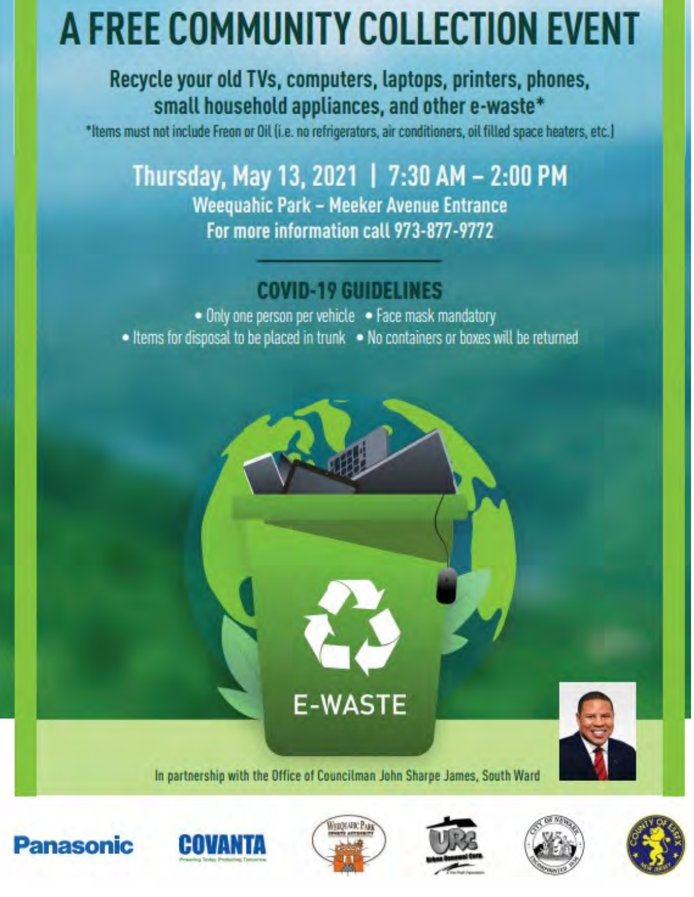# A FREE COMMUNITY COLLECTION EVENT

## Recycle your old TVs, computers, laptops, printers, phones, small household appliances, and other e-waste*

*Items must not include Freon or Oil (i.e. no refrigerators, air conditioners, oil filled space heaters, etc.)

## Thursday, May 13, 2021 | 7:30 AM – 2:00 PM

**Weequahic Park – Meeker Avenue Entrance**

**For more information call 973-877-9772**

---

### COVID-19 GUIDELINES

- Only one person per vehicle
- Face mask mandatory
- Items for disposal to be placed in trunk
- No containers or boxes will be returned

E-WASTE

In partnership with the Office of Councilman John Sharpe James, South Ward

Panasonic

COVANTA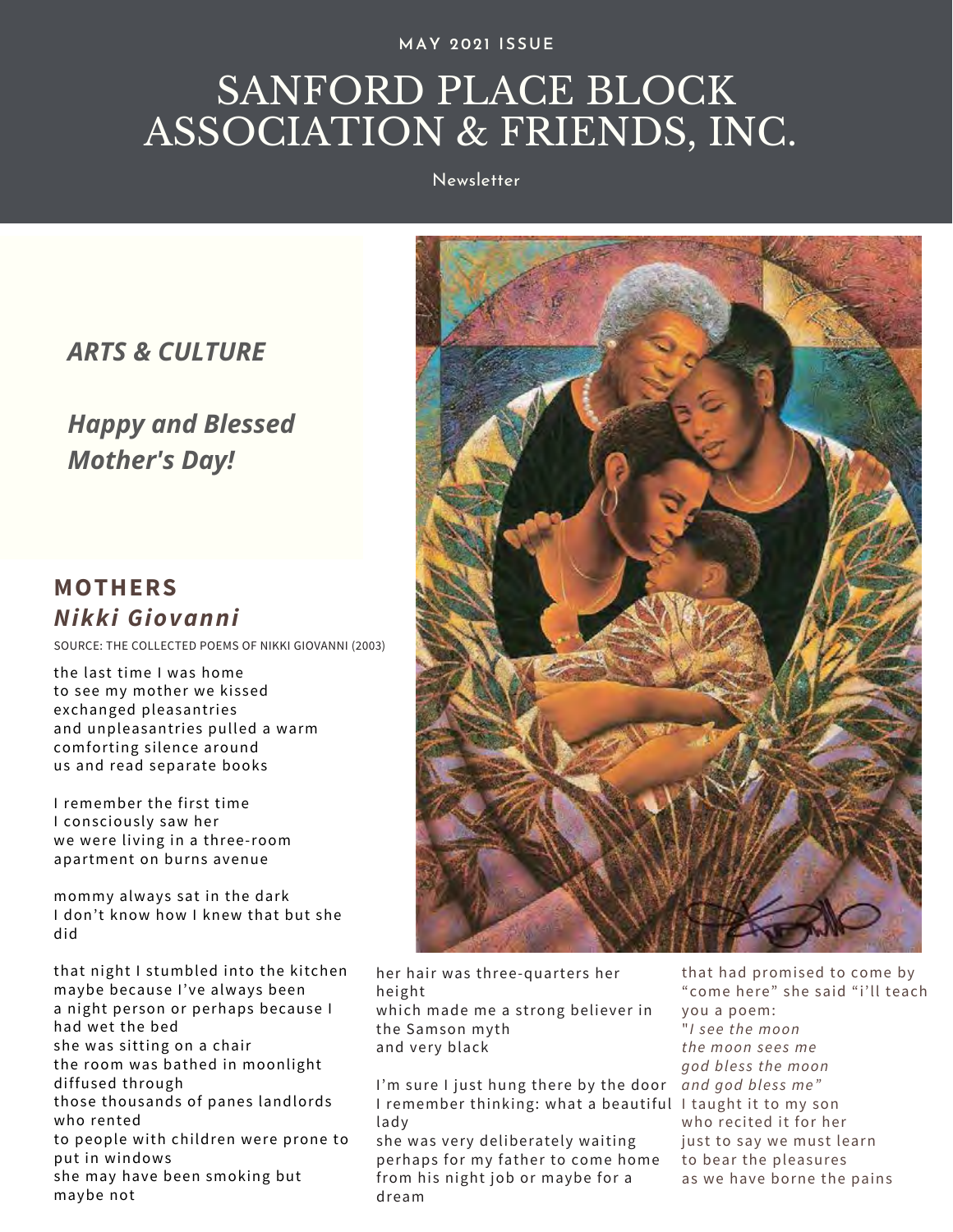MAY 2021 ISSUE

# SANFORD PLACE BLOCK ASSOCIATION & FRIENDS, INC.

Newsletter

## *ARTS & CULTURE*

## *Happy and Blessed Mother's Day!*

### MOTHERS
### *Nikki Giovanni*

SOURCE: THE COLLECTED POEMS OF NIKKI GIOVANNI (2003)

the last time I was home
to see my mother we kissed
exchanged pleasantries
and unpleasantries pulled a warm
comforting silence around
us and read separate books

I remember the first time
I consciously saw her
we were living in a three-room
apartment on burns avenue

mommy always sat in the dark
I don't know how I knew that but she did

that night I stumbled into the kitchen
maybe because I've always been
a night person or perhaps because I had wet the bed
she was sitting on a chair
the room was bathed in moonlight diffused through
those thousands of panes landlords who rented
to people with children were prone to put in windows
she may have been smoking but maybe not
her hair was three-quarters her height
which made me a strong believer in the Samson myth
and very black

I'm sure I just hung there by the door
I remember thinking: what a beautiful lady
she was very deliberately waiting
perhaps for my father to come home
from his night job or maybe for a dream
that had promised to come by
"come here" she said "i'll teach you a poem:
"*I see the moon*
*the moon sees me*
*god bless the moon*
*and god bless me"*
I taught it to my son
who recited it for her
just to say we must learn
to bear the pleasures
as we have borne the pains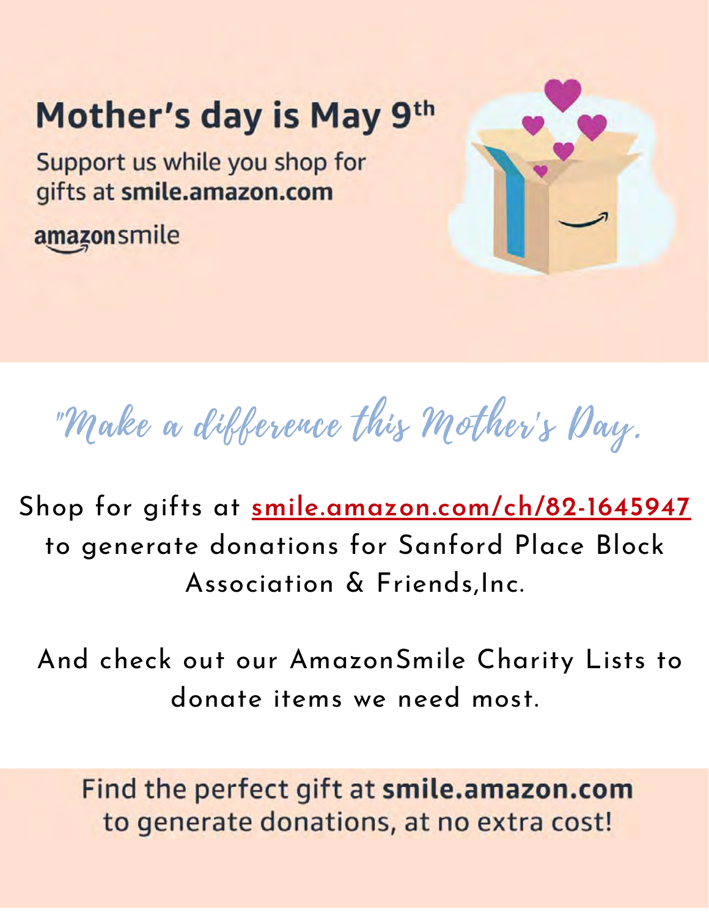# Mother's day is May 9th

Support us while you shop for gifts at **smile.amazon.com**

amazonsmile

*"Make a difference this Mother's Day.*

Shop for gifts at smile.amazon.com/ch/82-1645947 to generate donations for Sanford Place Block Association & Friends,Inc.

And check out our AmazonSmile Charity Lists to donate items we need most.

Find the perfect gift at **smile.amazon.com** to generate donations, at no extra cost!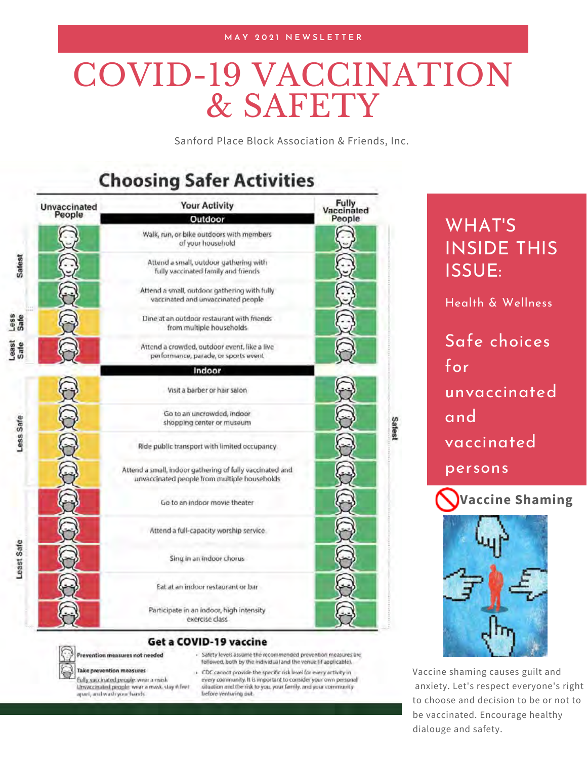MAY 2021 NEWSLETTER

# COVID-19 VACCINATION & SAFETY

Sanford Place Block Association & Friends, Inc.

## Choosing Safer Activities

| Unvaccinated People | Your Activity | Fully Vaccinated People |
| --- | --- | --- |
| | **Outdoor** | |
| Safest | Walk, run, or bike outdoors with members of your household | Safest |
| Safest | Attend a small, outdoor gathering with fully vaccinated family and friends | Safest |
| Safest | Attend a small, outdoor gathering with fully vaccinated and unvaccinated people | Safest |
| Less Safe | Dine at an outdoor restaurant with friends from multiple households | Safest |
| Least Safe | Attend a crowded, outdoor event, like a live performance, parade, or sports event | Safest |
| | **Indoor** | |
| Less Safe | Visit a barber or hair salon | Safest |
| Less Safe | Go to an uncrowded, indoor shopping center or museum | Safest |
| Less Safe | Ride public transport with limited occupancy | Safest |
| Less Safe | Attend a small, indoor gathering of fully vaccinated and unvaccinated people from multiple households | Safest |
| Least Safe | Go to an indoor movie theater | Safest |
| Least Safe | Attend a full-capacity worship service | Safest |
| Least Safe | Sing in an indoor chorus | Safest |
| Least Safe | Eat at an indoor restaurant or bar | Safest |
| Least Safe | Participate in an indoor, high intensity exercise class | Safest |

### Get a COVID-19 vaccine

**Prevention measures not needed**

**Take prevention measures**
Fully vaccinated people: wear a mask
Unvaccinated people: wear a mask, stay 6 feet apart, and wash your hands

- Safety levels assume the recommended prevention measures are followed, both by the individual and the venue (if applicable).
- CDC cannot provide the specific risk level for every activity in every community. It is important to consider your own personal situation and the risk to you, your family, and your community before venturing out.

## WHAT'S INSIDE THIS ISSUE:

Health & Wellness

Safe choices for unvaccinated and vaccinated persons

## Vaccine Shaming

Vaccine shaming causes guilt and anxiety. Let's respect everyone's right to choose and decision to be or not to be vaccinated. Encourage healthy dialouge and safety.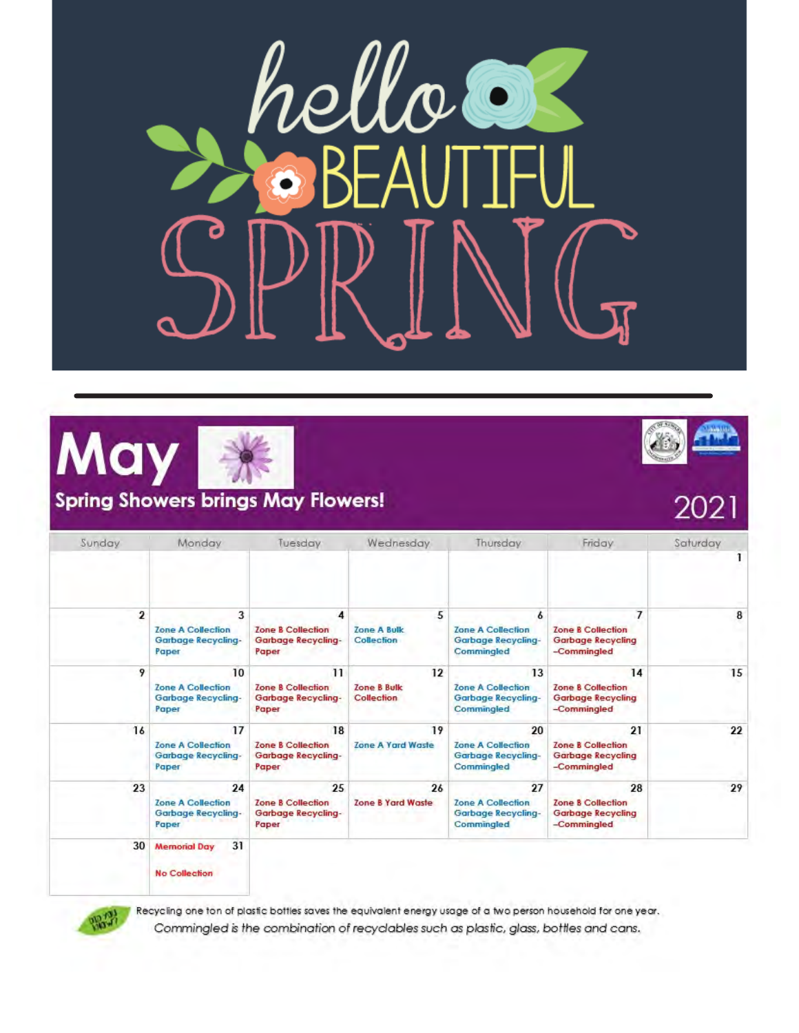# hello BEAUTIFUL SPRING

---

# May

## Spring Showers brings May Flowers!

2021

| Sunday | Monday | Tuesday | Wednesday | Thursday | Friday | Saturday |
|---|---|---|---|---|---|---|
| | | | | | | 1 |
| 2 | 3 Zone A Collection Garbage Recycling-Paper | 4 Zone B Collection Garbage Recycling-Paper | 5 Zone A Bulk Collection | 6 Zone A Collection Garbage Recycling-Commingled | 7 Zone B Collection Garbage Recycling –Commingled | 8 |
| 9 | 10 Zone A Collection Garbage Recycling-Paper | 11 Zone B Collection Garbage Recycling-Paper | 12 Zone B Bulk Collection | 13 Zone A Collection Garbage Recycling-Commingled | 14 Zone B Collection Garbage Recycling –Commingled | 15 |
| 16 | 17 Zone A Collection Garbage Recycling-Paper | 18 Zone B Collection Garbage Recycling-Paper | 19 Zone A Yard Waste | 20 Zone A Collection Garbage Recycling-Commingled | 21 Zone B Collection Garbage Recycling –Commingled | 22 |
| 23 | 24 Zone A Collection Garbage Recycling-Paper | 25 Zone B Collection Garbage Recycling-Paper | 26 Zone B Yard Waste | 27 Zone A Collection Garbage Recycling-Commingled | 28 Zone B Collection Garbage Recycling –Commingled | 29 |
| 30 | 31 Memorial Day No Collection | | | | | |

DID YOU KNOW?

Recycling one ton of plastic bottles saves the equivalent energy usage of a two person household for one year.

*Commingled is the combination of recyclables such as plastic, glass, bottles and cans.*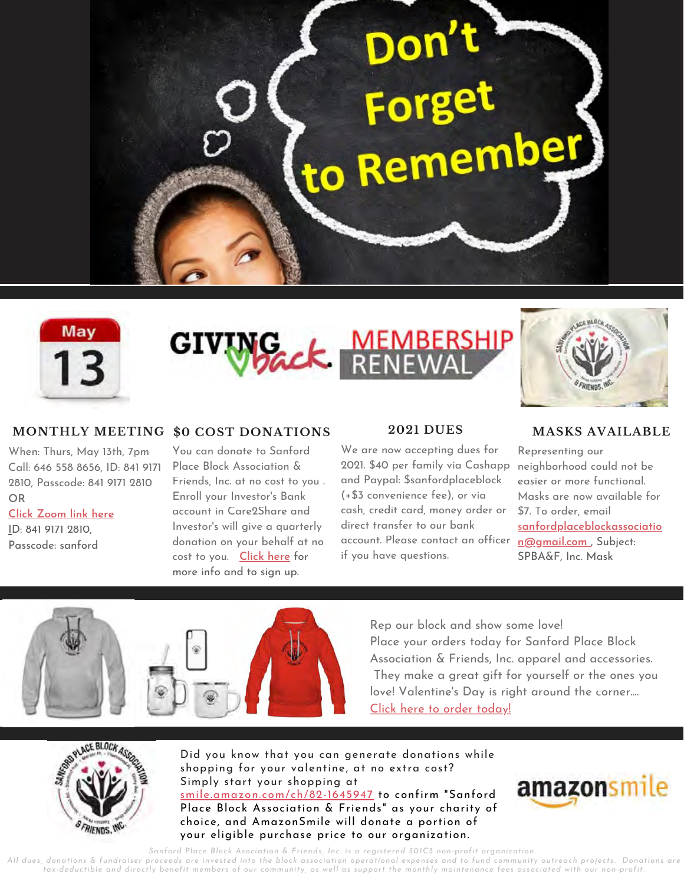# Don't Forget to Remember

## MONTHLY MEETING

When: Thurs, May 13th, 7pm
Call: 646 558 8656, ID: 841 9171 2810, Passcode: 841 9171 2810
OR
Click Zoom link here
ID: 841 9171 2810,
Passcode: sanford

## $0 COST DONATIONS

You can donate to Sanford Place Block Association & Friends, Inc. at no cost to you . Enroll your Investor's Bank account in Care2Share and Investor's will give a quarterly donation on your behalf at no cost to you. Click here for more info and to sign up.

## 2021 DUES

We are now accepting dues for 2021. $40 per family via Cashapp and Paypal: $sanfordplaceblock (+$3 convenience fee), or via cash, credit card, money order or direct transfer to our bank account. Please contact an officer if you have questions.

## MASKS AVAILABLE

Representing our neighborhood could not be easier or more functional. Masks are now available for $7. To order, email sanfordplaceblockassociation@gmail.com , Subject: SPBA&F, Inc. Mask

Rep our block and show some love!
Place your orders today for Sanford Place Block Association & Friends, Inc. apparel and accessories. They make a great gift for yourself or the ones you love! Valentine's Day is right around the corner....
Click here to order today!

Did you know that you can generate donations while shopping for your valentine, at no extra cost? Simply start your shopping at smile.amazon.com/ch/82-1645947 to confirm "Sanford Place Block Association & Friends" as your charity of choice, and AmazonSmile will donate a portion of your eligible purchase price to our organization.

*Sanford Place Block Association & Friends, Inc. is a registered 501C3 non-profit organization.*
*All dues, donations & fundraiser proceeds are invested into the block association operational expenses and to fund community outreach projects. Donations are tax-deductible and directly benefit members of our community, as well as support the monthly maintenance fees associated with our non-profit.*